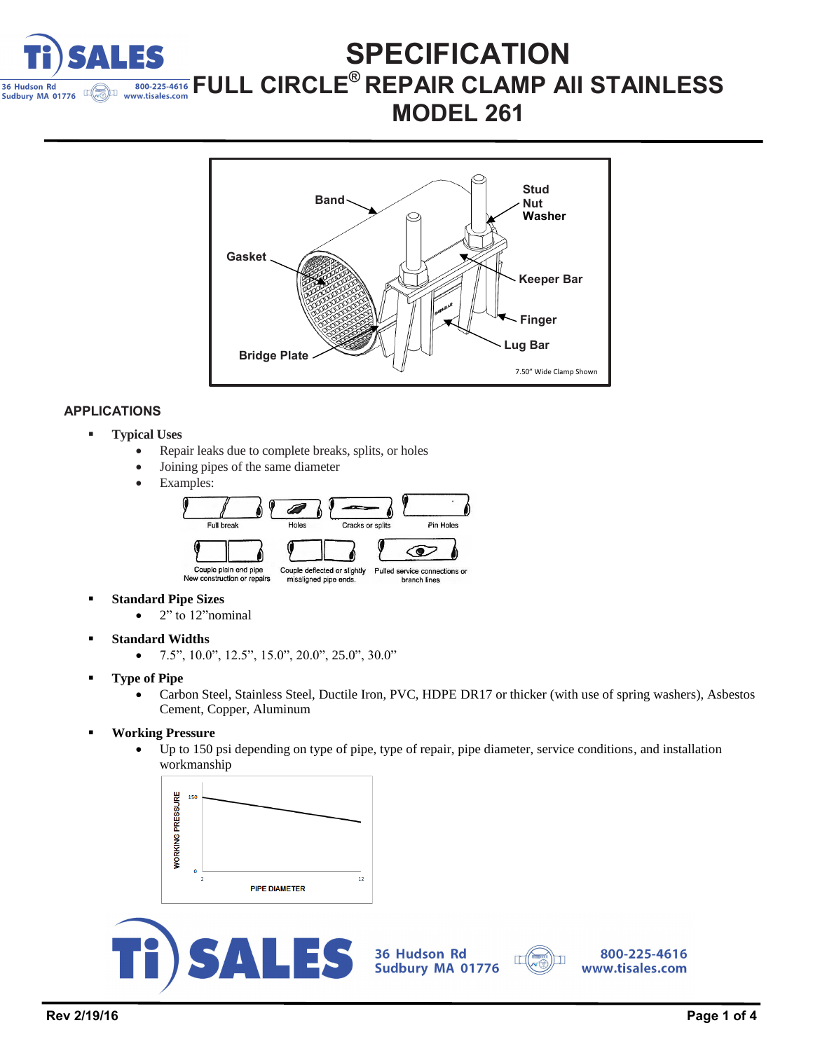# SPECIFICATION
# FULL CIRCLE® REPAIR CLAMP All STAINLESS
# MODEL 261

## APPLICATIONS

- **Typical Uses**
  - Repair leaks due to complete breaks, splits, or holes
  - Joining pipes of the same diameter
  - Examples:
- **Standard Pipe Sizes**
  - 2" to 12"nominal
- **Standard Widths**
  - 7.5", 10.0", 12.5", 15.0", 20.0", 25.0", 30.0"
- **Type of Pipe**
  - Carbon Steel, Stainless Steel, Ductile Iron, PVC, HDPE DR17 or thicker (with use of spring washers), Asbestos Cement, Copper, Aluminum
- **Working Pressure**
  - Up to 150 psi depending on type of pipe, type of repair, pipe diameter, service conditions, and installation workmanship

Rev 2/19/16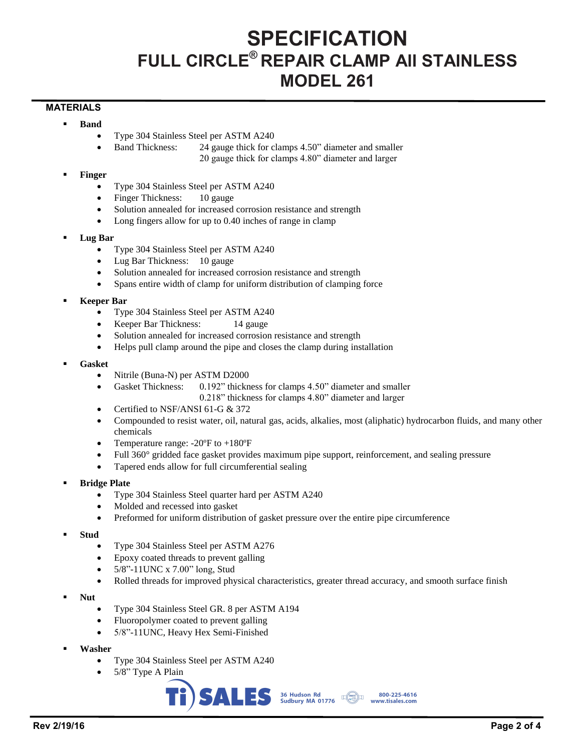# SPECIFICATION
## FULL CIRCLE® REPAIR CLAMP All STAINLESS
## MODEL 261

### MATERIALS

- **Band**
  - Type 304 Stainless Steel per ASTM A240
  - Band Thickness: 24 gauge thick for clamps 4.50" diameter and smaller
    20 gauge thick for clamps 4.80" diameter and larger

- **Finger**
  - Type 304 Stainless Steel per ASTM A240
  - Finger Thickness: 10 gauge
  - Solution annealed for increased corrosion resistance and strength
  - Long fingers allow for up to 0.40 inches of range in clamp

- **Lug Bar**
  - Type 304 Stainless Steel per ASTM A240
  - Lug Bar Thickness: 10 gauge
  - Solution annealed for increased corrosion resistance and strength
  - Spans entire width of clamp for uniform distribution of clamping force

- **Keeper Bar**
  - Type 304 Stainless Steel per ASTM A240
  - Keeper Bar Thickness: 14 gauge
  - Solution annealed for increased corrosion resistance and strength
  - Helps pull clamp around the pipe and closes the clamp during installation

- **Gasket**
  - Nitrile (Buna-N) per ASTM D2000
  - Gasket Thickness: 0.192" thickness for clamps 4.50" diameter and smaller
    0.218" thickness for clamps 4.80" diameter and larger
  - Certified to NSF/ANSI 61-G & 372
  - Compounded to resist water, oil, natural gas, acids, alkalies, most (aliphatic) hydrocarbon fluids, and many other chemicals
  - Temperature range: -20ºF to +180ºF
  - Full 360° gridded face gasket provides maximum pipe support, reinforcement, and sealing pressure
  - Tapered ends allow for full circumferential sealing

- **Bridge Plate**
  - Type 304 Stainless Steel quarter hard per ASTM A240
  - Molded and recessed into gasket
  - Preformed for uniform distribution of gasket pressure over the entire pipe circumference

- **Stud**
  - Type 304 Stainless Steel per ASTM A276
  - Epoxy coated threads to prevent galling
  - 5/8"-11UNC x 7.00" long, Stud
  - Rolled threads for improved physical characteristics, greater thread accuracy, and smooth surface finish

- **Nut**
  - Type 304 Stainless Steel GR. 8 per ASTM A194
  - Fluoropolymer coated to prevent galling
  - 5/8"-11UNC, Heavy Hex Semi-Finished

- **Washer**
  - Type 304 Stainless Steel per ASTM A240
  - 5/8" Type A Plain

Ti SALES 36 Hudson Rd Sudbury MA 01776 800-225-4616 www.tisales.com

Rev 2/19/16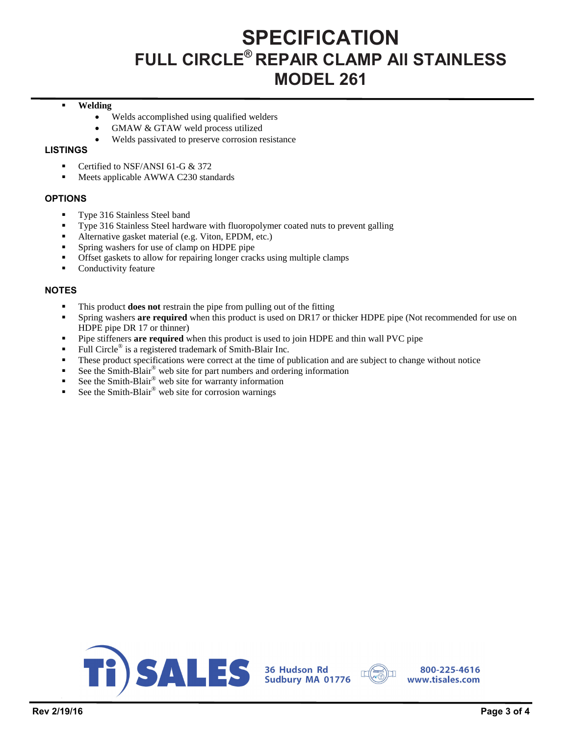# SPECIFICATION
## FULL CIRCLE® REPAIR CLAMP All STAINLESS
## MODEL 261

- **Welding**
  - Welds accomplished using qualified welders
  - GMAW & GTAW weld process utilized
  - Welds passivated to preserve corrosion resistance

### LISTINGS

- Certified to NSF/ANSI 61-G & 372
- Meets applicable AWWA C230 standards

### OPTIONS

- Type 316 Stainless Steel band
- Type 316 Stainless Steel hardware with fluoropolymer coated nuts to prevent galling
- Alternative gasket material (e.g. Viton, EPDM, etc.)
- Spring washers for use of clamp on HDPE pipe
- Offset gaskets to allow for repairing longer cracks using multiple clamps
- Conductivity feature

### NOTES

- This product **does not** restrain the pipe from pulling out of the fitting
- Spring washers **are required** when this product is used on DR17 or thicker HDPE pipe (Not recommended for use on HDPE pipe DR 17 or thinner)
- Pipe stiffeners **are required** when this product is used to join HDPE and thin wall PVC pipe
- Full Circle® is a registered trademark of Smith-Blair Inc.
- These product specifications were correct at the time of publication and are subject to change without notice
- See the Smith-Blair® web site for part numbers and ordering information
- See the Smith-Blair® web site for warranty information
- See the Smith-Blair® web site for corrosion warnings

Ti SALES 36 Hudson Rd Sudbury MA 01776 800-225-4616 www.tisales.com

Rev 2/19/16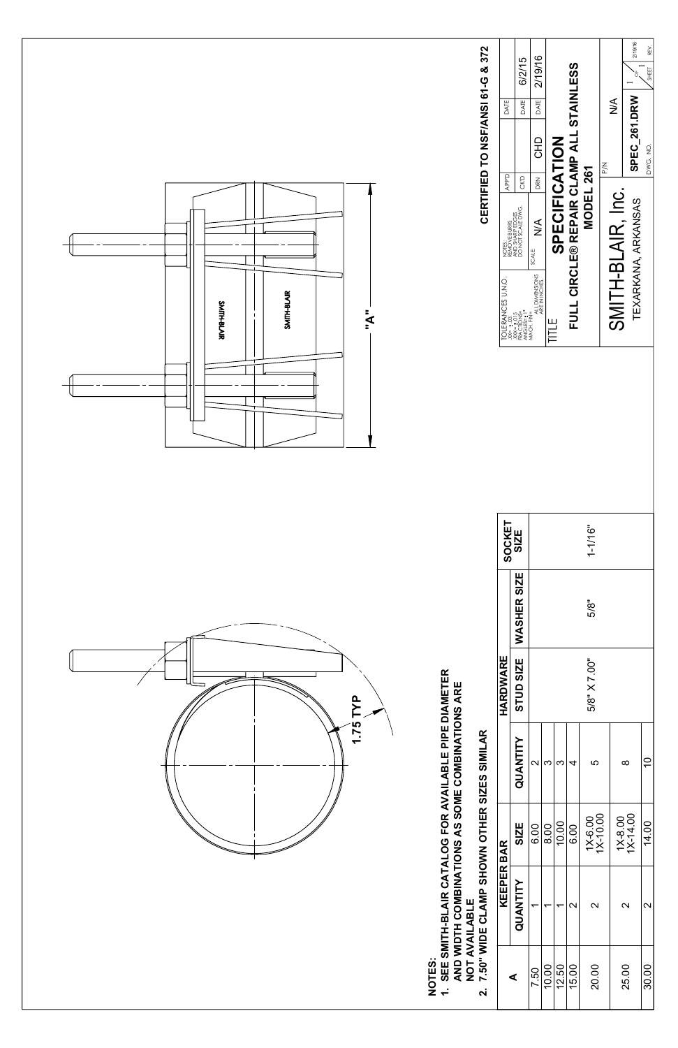CERTIFIED TO NSF/ANSI 61-G & 372

1.75 TYP

"A"

SMITH-BLAIR

SMITH-BLAIR

NOTES:
1. SEE SMITH-BLAIR CATALOG FOR AVAILABLE PIPE DIAMETER AND WIDTH COMBINATIONS AS SOME COMBINATIONS ARE NOT AVAILABLE
2. 7.50" WIDE CLAMP SHOWN OTHER SIZES SIMILAR

| A | KEEPER BAR | | HARDWARE | | | SOCKET SIZE |
|---|---|---|---|---|---|---|
| | QUANTITY | SIZE | QUANTITY | STUD SIZE | WASHER SIZE | |
| 7.50 | 1 | 6.00 | 2 | 5/8" X 7.00" | 5/8" | 1-1/16" |
| 10.00 | 1 | 8.00 | 3 | | | |
| 12.50 | 1 | 10.00 | 3 | | | |
| 15.00 | 2 | 6.00 | 4 | | | |
| 20.00 | 2 | 1X-6.00<br>1X-10.00 | 5 | | | |
| 25.00 | 2 | 1X-8.00<br>1X-14.00 | 8 | | | |
| 30.00 | 2 | 14.00 | 10 | | | |

TOLERANCES U.N.O.
.XX= ±.03
.XXX= ±.015
FRACTIONS= ±
ANGLES= ±1°
MACH. FIN=
ALL DIMENSIONS ARE IN INCHES.

NOTES:
REMOVE BURRS AND SHARP EDGES
DO NOT SCALE DWG.

SCALE: N/A

| APP'D | | DATE | |
|---|---|---|---|
| CK'D | | DATE | 6/2/15 |
| DRN | CHD | DATE | 2/19/16 |

TITLE

**SPECIFICATION**

**FULL CIRCLE® REPAIR CLAMP ALL STAINLESS MODEL 261**

SMITH-BLAIR, Inc.
TEXARKANA, ARKANSAS

P/N: N/A

DWG. NO.: SPEC_261.DRW

SHEET 1 OF 1

REV. 2/19/16